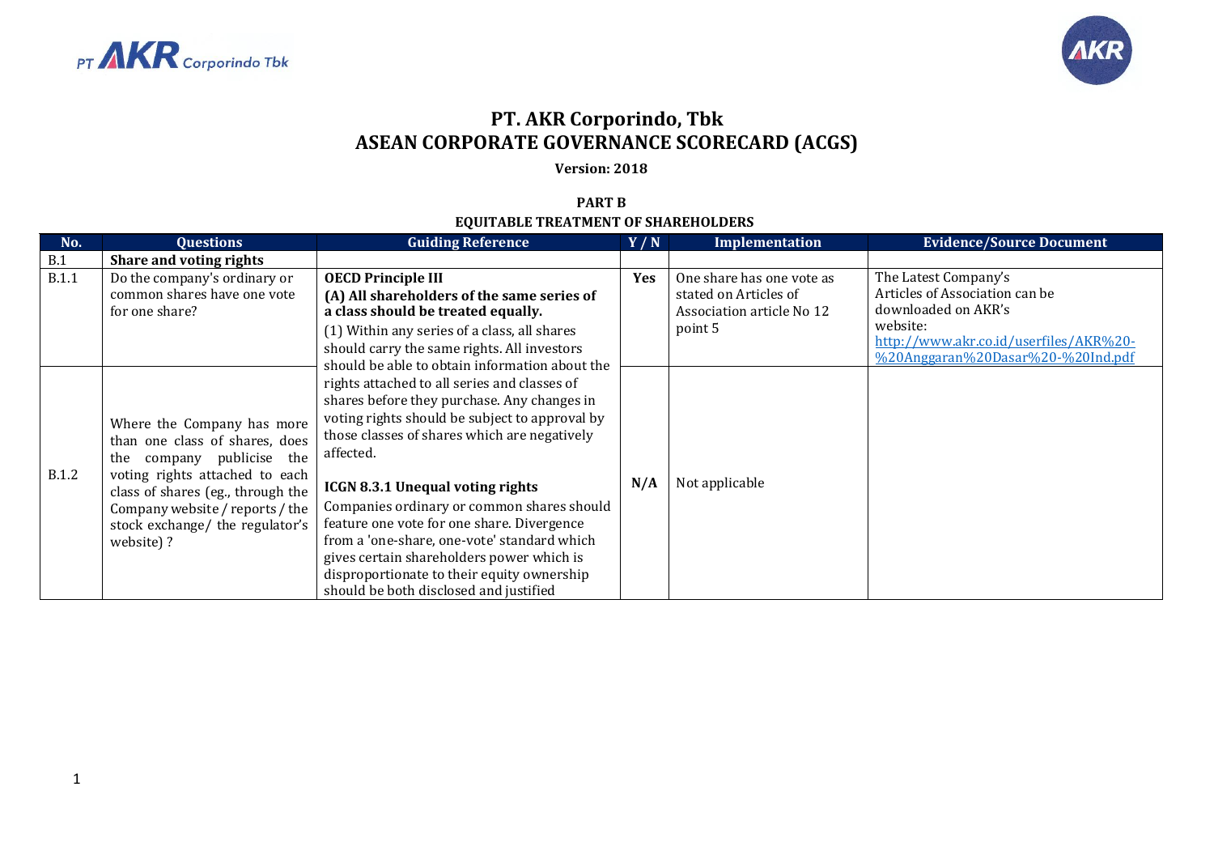# PT. AKR Corporindo, Tbk
# ASEAN CORPORATE GOVERNANCE SCORECARD (ACGS)

**Version: 2018**

**PART B**

**EQUITABLE TREATMENT OF SHAREHOLDERS**

| No. | Questions | Guiding Reference | Y / N | Implementation | Evidence/Source Document |
|---|---|---|---|---|---|
| B.1 | **Share and voting rights** | | | | |
| B.1.1 | Do the company's ordinary or common shares have one vote for one share? | **OECD Principle III** **(A) All shareholders of the same series of a class should be treated equally.** (1) Within any series of a class, all shares should carry the same rights. All investors should be able to obtain information about the rights attached to all series and classes of shares before they purchase. Any changes in voting rights should be subject to approval by those classes of shares which are negatively affected. **ICGN 8.3.1 Unequal voting rights** Companies ordinary or common shares should feature one vote for one share. Divergence from a 'one-share, one-vote' standard which gives certain shareholders power which is disproportionate to their equity ownership should be both disclosed and justified | **Yes** | One share has one vote as stated on Articles of Association article No 12 point 5 | The Latest Company's Articles of Association can be downloaded on AKR's website: http://www.akr.co.id/userfiles/AKR%20-%20Anggaran%20Dasar%20-%20Ind.pdf |
| B.1.2 | Where the Company has more than one class of shares, does the company publicise the voting rights attached to each class of shares (eg., through the Company website / reports / the stock exchange/ the regulator's website) ? | | **N/A** | Not applicable | |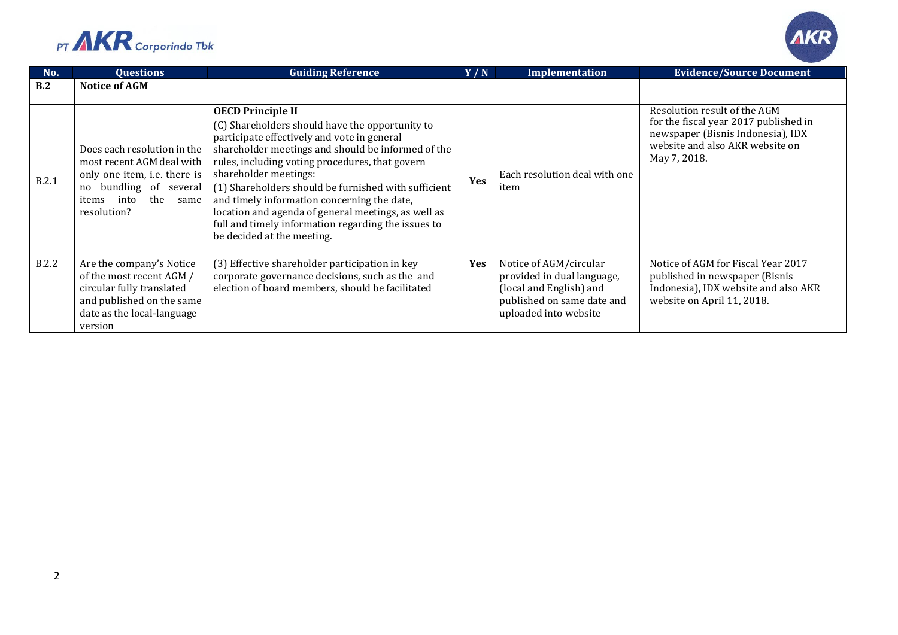| No. | Questions | Guiding Reference | Y / N | Implementation | Evidence/Source Document |
|---|---|---|---|---|---|
| **B.2** | **Notice of AGM** | | | | |
| B.2.1 | Does each resolution in the most recent AGM deal with only one item, i.e. there is no bundling of several items into the same resolution? | **OECD Principle II**<br>(C) Shareholders should have the opportunity to participate effectively and vote in general shareholder meetings and should be informed of the rules, including voting procedures, that govern shareholder meetings:<br>(1) Shareholders should be furnished with sufficient and timely information concerning the date, location and agenda of general meetings, as well as full and timely information regarding the issues to be decided at the meeting. | **Yes** | Each resolution deal with one item | Resolution result of the AGM for the fiscal year 2017 published in newspaper (Bisnis Indonesia), IDX website and also AKR website on May 7, 2018. |
| B.2.2 | Are the company's Notice of the most recent AGM / circular fully translated and published on the same date as the local-language version | (3) Effective shareholder participation in key corporate governance decisions, such as the and election of board members, should be facilitated | **Yes** | Notice of AGM/circular provided in dual language, (local and English) and published on same date and uploaded into website | Notice of AGM for Fiscal Year 2017 published in newspaper (Bisnis Indonesia), IDX website and also AKR website on April 11, 2018. |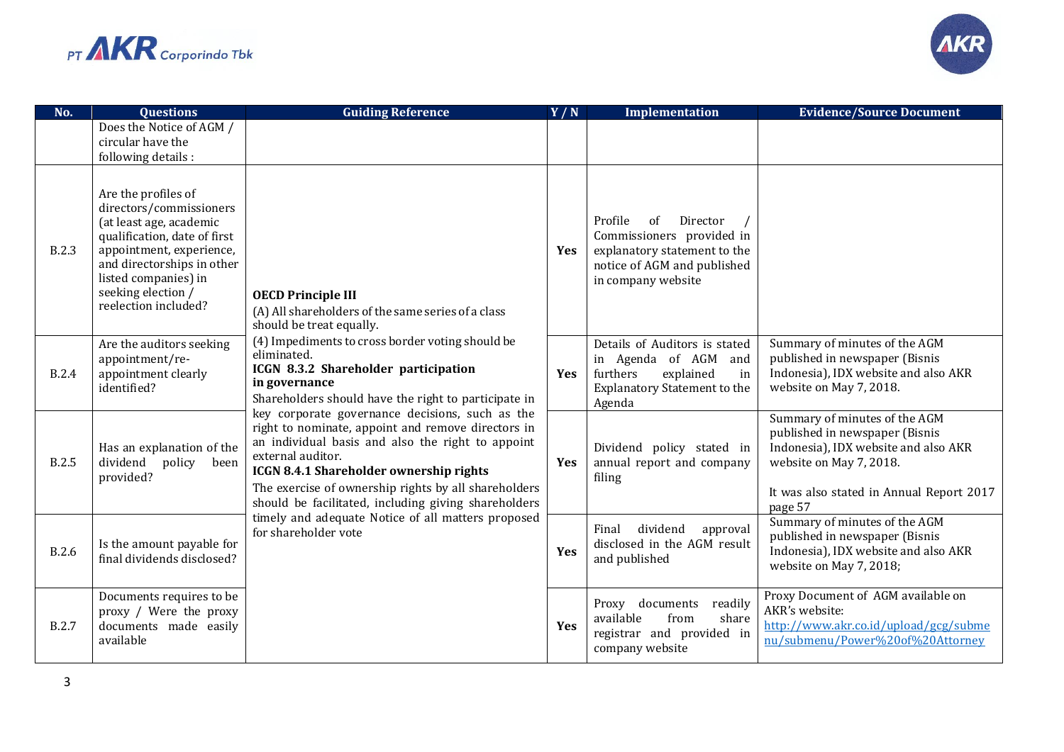| No. | Questions | Guiding Reference | Y / N | Implementation | Evidence/Source Document |
|---|---|---|---|---|---|
| | Does the Notice of AGM / circular have the following details : | | | | |
| B.2.3 | Are the profiles of directors/commissioners (at least age, academic qualification, date of first appointment, experience, and directorships in other listed companies) in seeking election / reelection included? | **OECD Principle III**<br>(A) All shareholders of the same series of a class should be treat equally.<br>(4) Impediments to cross border voting should be eliminated.<br>**ICGN 8.3.2 Shareholder participation in governance**<br>Shareholders should have the right to participate in key corporate governance decisions, such as the right to nominate, appoint and remove directors in an individual basis and also the right to appoint external auditor.<br>**ICGN 8.4.1 Shareholder ownership rights**<br>The exercise of ownership rights by all shareholders should be facilitated, including giving shareholders timely and adequate Notice of all matters proposed for shareholder vote | **Yes** | Profile of Director / Commissioners provided in explanatory statement to the notice of AGM and published in company website | |
| B.2.4 | Are the auditors seeking appointment/re-appointment clearly identified? | | **Yes** | Details of Auditors is stated in Agenda of AGM and furthers explained in Explanatory Statement to the Agenda | Summary of minutes of the AGM published in newspaper (Bisnis Indonesia), IDX website and also AKR website on May 7, 2018. |
| B.2.5 | Has an explanation of the dividend policy been provided? | | **Yes** | Dividend policy stated in annual report and company filing | Summary of minutes of the AGM published in newspaper (Bisnis Indonesia), IDX website and also AKR website on May 7, 2018.<br><br>It was also stated in Annual Report 2017 page 57 |
| B.2.6 | Is the amount payable for final dividends disclosed? | | **Yes** | Final dividend approval disclosed in the AGM result and published | Summary of minutes of the AGM published in newspaper (Bisnis Indonesia), IDX website and also AKR website on May 7, 2018; |
| B.2.7 | Documents requires to be proxy / Were the proxy documents made easily available | | **Yes** | Proxy documents readily available from share registrar and provided in company website | Proxy Document of AGM available on AKR's website: http://www.akr.co.id/upload/gcg/submenu/submenu/Power%20of%20Attorney |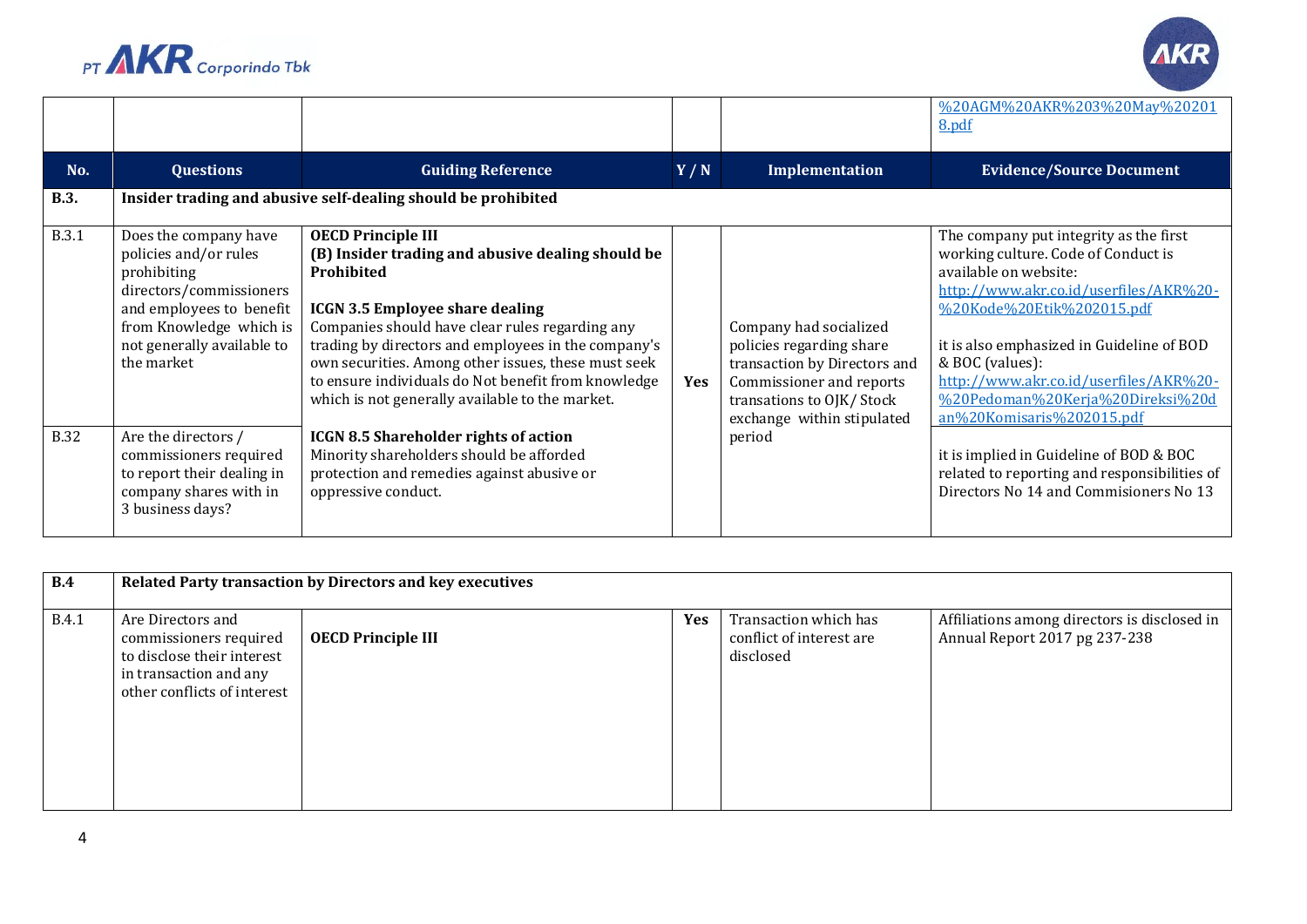| | | | | | %20AGM%20AKR%203%20May%202018.pdf |
|---|---|---|---|---|---|
| **No.** | **Questions** | **Guiding Reference** | **Y / N** | **Implementation** | **Evidence/Source Document** |
| **B.3.** | **Insider trading and abusive self-dealing should be prohibited** | | | | |
| B.3.1 | Does the company have policies and/or rules prohibiting directors/commissioners and employees to benefit from Knowledge which is not generally available to the market | **OECD Principle III** **(B) Insider trading and abusive dealing should be Prohibited** **ICGN 3.5 Employee share dealing** Companies should have clear rules regarding any trading by directors and employees in the company's own securities. Among other issues, these must seek to ensure individuals do Not benefit from knowledge which is not generally available to the market. | **Yes** | Company had socialized policies regarding share transaction by Directors and Commissioner and reports transations to OJK/ Stock exchange within stipulated period | The company put integrity as the first working culture. Code of Conduct is available on website: http://www.akr.co.id/userfiles/AKR%20-%20Kode%20Etik%202015.pdf it is also emphasized in Guideline of BOD & BOC (values): http://www.akr.co.id/userfiles/AKR%20-%20Pedoman%20Kerja%20Direksi%20dan%20Komisaris%202015.pdf |
| B.32 | Are the directors / commissioners required to report their dealing in company shares with in 3 business days? | **ICGN 8.5 Shareholder rights of action** Minority shareholders should be afforded protection and remedies against abusive or oppressive conduct. | | | it is implied in Guideline of BOD & BOC related to reporting and responsibilities of Directors No 14 and Commisioners No 13 |

| **B.4** | **Related Party transaction by Directors and key executives** | | | | |
|---|---|---|---|---|---|
| B.4.1 | Are Directors and commissioners required to disclose their interest in transaction and any other conflicts of interest | **OECD Principle III** | **Yes** | Transaction which has conflict of interest are disclosed | Affiliations among directors is disclosed in Annual Report 2017 pg 237-238 |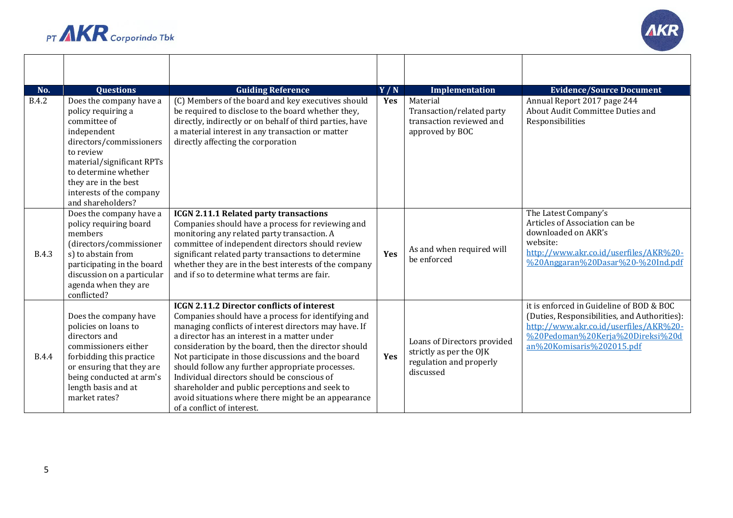| No. | Questions | Guiding Reference | Y / N | Implementation | Evidence/Source Document |
|---|---|---|---|---|---|
| | | | | | |
| B.4.2 | Does the company have a policy requiring a committee of independent directors/commissioners to review material/significant RPTs to determine whether they are in the best interests of the company and shareholders? | (C) Members of the board and key executives should be required to disclose to the board whether they, directly, indirectly or on behalf of third parties, have a material interest in any transaction or matter directly affecting the corporation | Yes | Material Transaction/related party transaction reviewed and approved by BOC | Annual Report 2017 page 244 About Audit Committee Duties and Responsibilities |
| B.4.3 | Does the company have a policy requiring board members (directors/commissioners) to abstain from participating in the board discussion on a particular agenda when they are conflicted? | **ICGN 2.11.1 Related party transactions** Companies should have a process for reviewing and monitoring any related party transaction. A committee of independent directors should review significant related party transactions to determine whether they are in the best interests of the company and if so to determine what terms are fair. | Yes | As and when required will be enforced | The Latest Company's Articles of Association can be downloaded on AKR's website: http://www.akr.co.id/userfiles/AKR%20-%20Anggaran%20Dasar%20-%20Ind.pdf |
| B.4.4 | Does the company have policies on loans to directors and commissioners either forbidding this practice or ensuring that they are being conducted at arm's length basis and at market rates? | **ICGN 2.11.2 Director conflicts of interest** Companies should have a process for identifying and managing conflicts of interest directors may have. If a director has an interest in a matter under consideration by the board, then the director should Not participate in those discussions and the board should follow any further appropriate processes. Individual directors should be conscious of shareholder and public perceptions and seek to avoid situations where there might be an appearance of a conflict of interest. | Yes | Loans of Directors provided strictly as per the OJK regulation and properly discussed | it is enforced in Guideline of BOD & BOC (Duties, Responsibilities, and Authorities): http://www.akr.co.id/userfiles/AKR%20-%20Pedoman%20Kerja%20Direksi%20dan%20Komisaris%202015.pdf |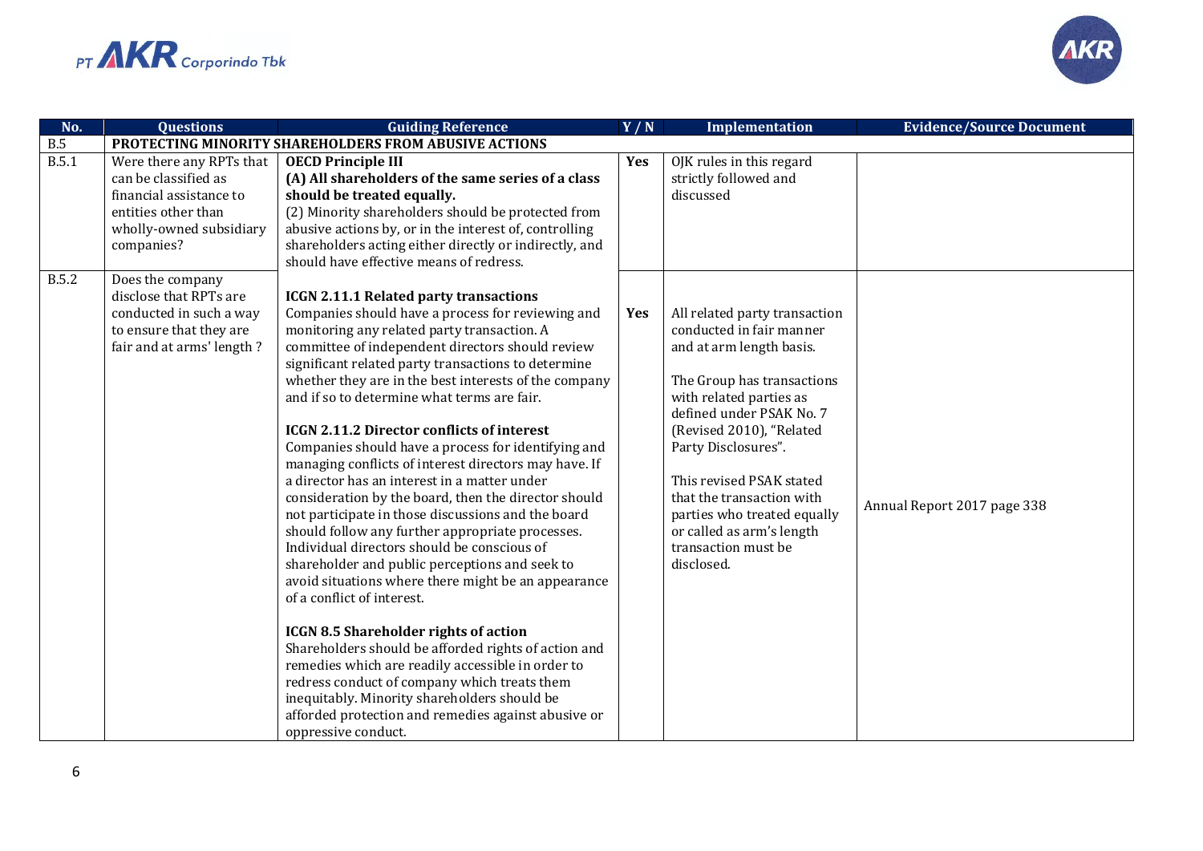| No. | Questions | Guiding Reference | Y / N | Implementation | Evidence/Source Document |
|---|---|---|---|---|---|
| B.5 | **PROTECTING MINORITY SHAREHOLDERS FROM ABUSIVE ACTIONS** | | | | |
| B.5.1 | Were there any RPTs that can be classified as financial assistance to entities other than wholly-owned subsidiary companies? | **OECD Principle III**<br>**(A) All shareholders of the same series of a class should be treated equally.**<br>(2) Minority shareholders should be protected from abusive actions by, or in the interest of, controlling shareholders acting either directly or indirectly, and should have effective means of redress. | **Yes** | OJK rules in this regard strictly followed and discussed | |
| B.5.2 | Does the company disclose that RPTs are conducted in such a way to ensure that they are fair and at arms' length ? | **ICGN 2.11.1 Related party transactions**<br>Companies should have a process for reviewing and monitoring any related party transaction. A committee of independent directors should review significant related party transactions to determine whether they are in the best interests of the company and if so to determine what terms are fair.<br><br>**ICGN 2.11.2 Director conflicts of interest**<br>Companies should have a process for identifying and managing conflicts of interest directors may have. If a director has an interest in a matter under consideration by the board, then the director should not participate in those discussions and the board should follow any further appropriate processes. Individual directors should be conscious of shareholder and public perceptions and seek to avoid situations where there might be an appearance of a conflict of interest.<br><br>**ICGN 8.5 Shareholder rights of action**<br>Shareholders should be afforded rights of action and remedies which are readily accessible in order to redress conduct of company which treats them inequitably. Minority shareholders should be afforded protection and remedies against abusive or oppressive conduct. | **Yes** | All related party transaction conducted in fair manner and at arm length basis.<br><br>The Group has transactions with related parties as defined under PSAK No. 7 (Revised 2010), "Related Party Disclosures".<br><br>This revised PSAK stated that the transaction with parties who treated equally or called as arm's length transaction must be disclosed. | Annual Report 2017 page 338 |